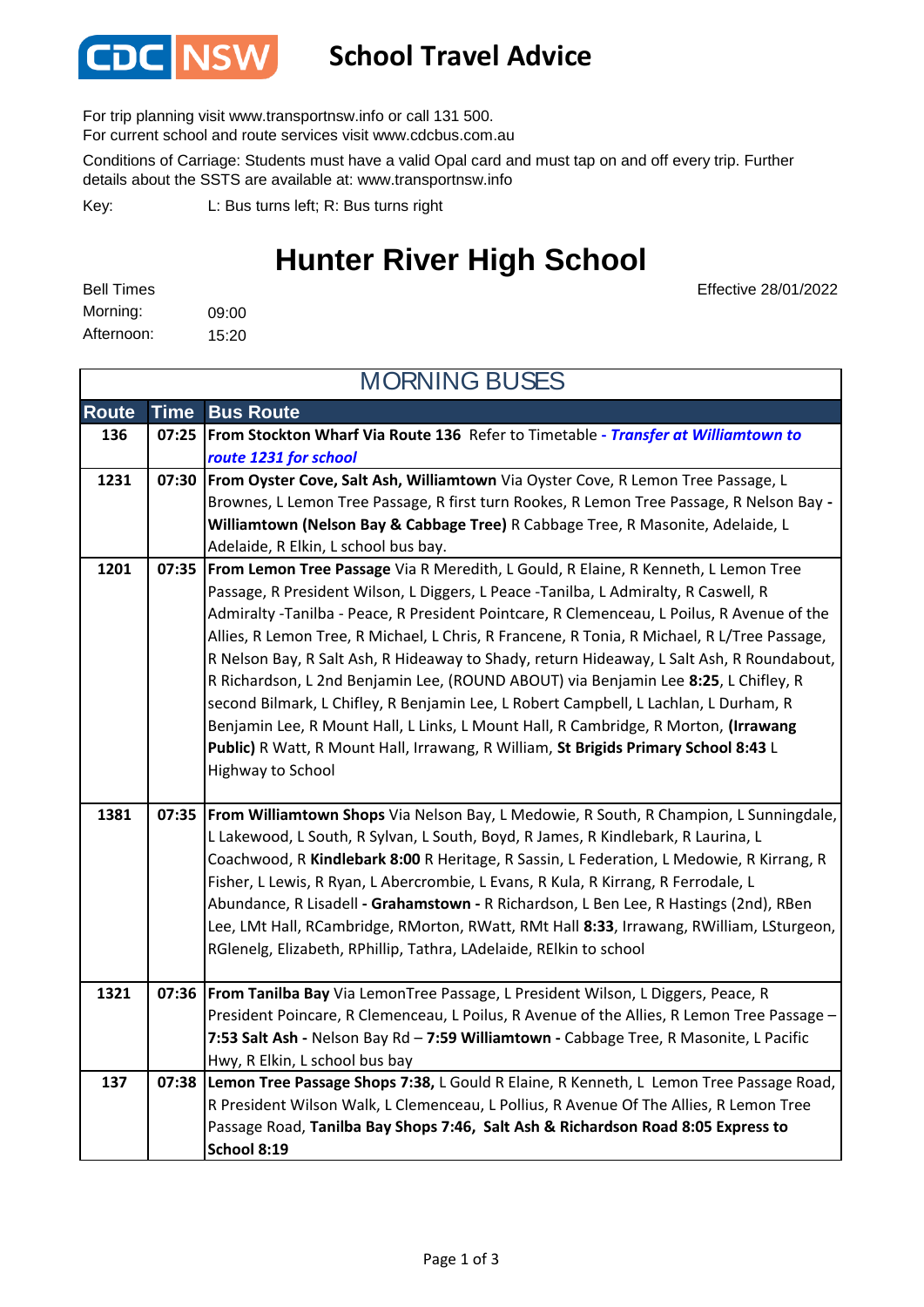# CDC NSW School Travel Advice

For trip planning visit www.transportnsw.info or call 131 500.
For current school and route services visit www.cdcbus.com.au

Conditions of Carriage: Students must have a valid Opal card and must tap on and off every trip. Further details about the SSTS are available at: www.transportnsw.info

Key: L: Bus turns left; R: Bus turns right

## Hunter River High School

Effective 28/01/2022

Bell Times
Morning: 09:00
Afternoon: 15:20

### MORNING BUSES

| Route | Time | Bus Route |
|---|---|---|
| 136 | 07:25 | **From Stockton Wharf Via Route 136** Refer to Timetable **- *Transfer at Williamtown to route 1231 for school*** |
| 1231 | 07:30 | **From Oyster Cove, Salt Ash, Williamtown** Via Oyster Cove, R Lemon Tree Passage, L Brownes, L Lemon Tree Passage, R first turn Rookes, R Lemon Tree Passage, R Nelson Bay **- Williamtown (Nelson Bay & Cabbage Tree)** R Cabbage Tree, R Masonite, Adelaide, L Adelaide, R Elkin, L school bus bay. |
| 1201 | 07:35 | **From Lemon Tree Passage** Via R Meredith, L Gould, R Elaine, R Kenneth, L Lemon Tree Passage, R President Wilson, L Diggers, L Peace -Tanilba, L Admiralty, R Caswell, R Admiralty -Tanilba - Peace, R President Pointcare, R Clemenceau, L Poilus, R Avenue of the Allies, R Lemon Tree, R Michael, L Chris, R Francene, R Tonia, R Michael, R L/Tree Passage, R Nelson Bay, R Salt Ash, R Hideaway to Shady, return Hideaway, L Salt Ash, R Roundabout, R Richardson, L 2nd Benjamin Lee, (ROUND ABOUT) via Benjamin Lee **8:25**, L Chifley, R second Bilmark, L Chifley, R Benjamin Lee, L Robert Campbell, L Lachlan, L Durham, R Benjamin Lee, R Mount Hall, L Links, L Mount Hall, R Cambridge, R Morton, **(Irrawang Public)** R Watt, R Mount Hall, Irrawang, R William, **St Brigids Primary School 8:43** L Highway to School |
| 1381 | 07:35 | **From Williamtown Shops** Via Nelson Bay, L Medowie, R South, R Champion, L Sunningdale, L Lakewood, L South, R Sylvan, L South, Boyd, R James, R Kindlebark, R Laurina, L Coachwood, R **Kindlebark 8:00** R Heritage, R Sassin, L Federation, L Medowie, R Kirrang, R Fisher, L Lewis, R Ryan, L Abercrombie, L Evans, R Kula, R Kirrang, R Ferrodale, L Abundance, R Lisadell **- Grahamstown -** R Richardson, L Ben Lee, R Hastings (2nd), RBen Lee, LMt Hall, RCambridge, RMorton, RWatt, RMt Hall **8:33**, Irrawang, RWilliam, LSturgeon, RGlenelg, Elizabeth, RPhillip, Tathra, LAdelaide, RElkin to school |
| 1321 | 07:36 | **From Tanilba Bay** Via LemonTree Passage, L President Wilson, L Diggers, Peace, R President Poincare, R Clemenceau, L Poilus, R Avenue of the Allies, R Lemon Tree Passage – **7:53 Salt Ash -** Nelson Bay Rd – **7:59 Williamtown -** Cabbage Tree, R Masonite, L Pacific Hwy, R Elkin, L school bus bay |
| 137 | 07:38 | **Lemon Tree Passage Shops 7:38,** L Gould R Elaine, R Kenneth, L Lemon Tree Passage Road, R President Wilson Walk, L Clemenceau, L Pollius, R Avenue Of The Allies, R Lemon Tree Passage Road, **Tanilba Bay Shops 7:46, Salt Ash & Richardson Road 8:05 Express to School 8:19** |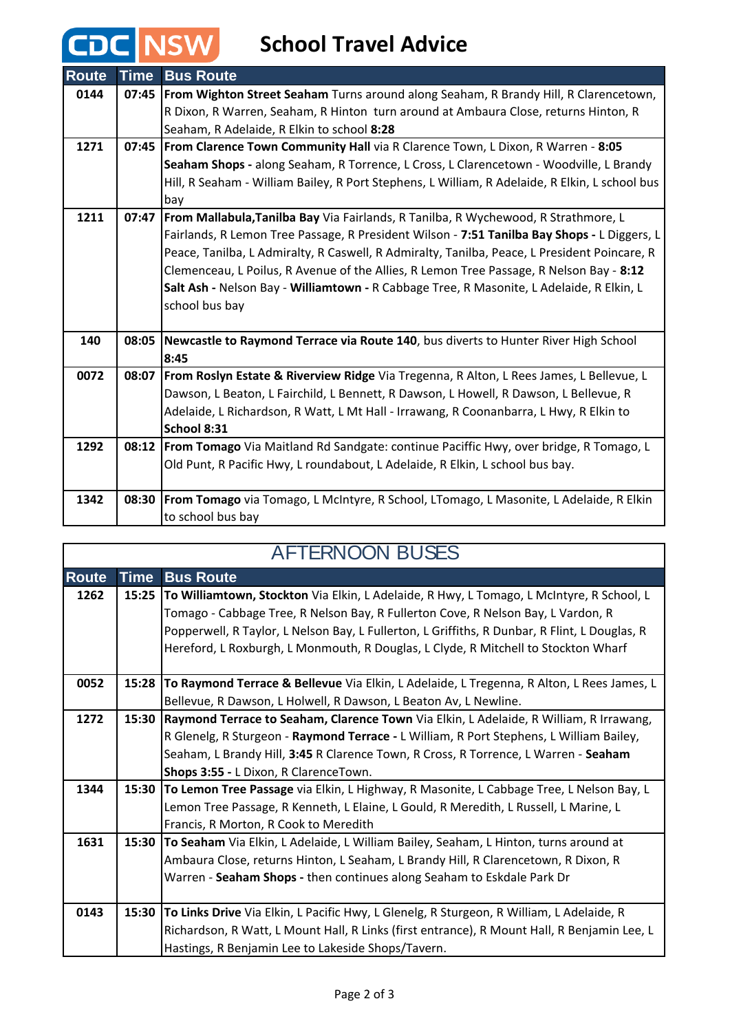# CDC NSW School Travel Advice

| Route | Time | Bus Route |
|---|---|---|
| 0144 | 07:45 | **From Wighton Street Seaham** Turns around along Seaham, R Brandy Hill, R Clarencetown, R Dixon, R Warren, Seaham, R Hinton turn around at Ambaura Close, returns Hinton, R Seaham, R Adelaide, R Elkin to school **8:28** |
| 1271 | 07:45 | **From Clarence Town Community Hall** via R Clarence Town, L Dixon, R Warren - **8:05 Seaham Shops -** along Seaham, R Torrence, L Cross, L Clarencetown - Woodville, L Brandy Hill, R Seaham - William Bailey, R Port Stephens, L William, R Adelaide, R Elkin, L school bus bay |
| 1211 | 07:47 | **From Mallabula,Tanilba Bay** Via Fairlands, R Tanilba, R Wychewood, R Strathmore, L Fairlands, R Lemon Tree Passage, R President Wilson - **7:51 Tanilba Bay Shops -** L Diggers, L Peace, Tanilba, L Admiralty, R Caswell, R Admiralty, Tanilba, Peace, L President Poincare, R Clemenceau, L Poilus, R Avenue of the Allies, R Lemon Tree Passage, R Nelson Bay - **8:12 Salt Ash -** Nelson Bay - **Williamtown -** R Cabbage Tree, R Masonite, L Adelaide, R Elkin, L school bus bay |
| 140 | 08:05 | **Newcastle to Raymond Terrace via Route 140**, bus diverts to Hunter River High School **8:45** |
| 0072 | 08:07 | **From Roslyn Estate & Riverview Ridge** Via Tregenna, R Alton, L Rees James, L Bellevue, L Dawson, L Beaton, L Fairchild, L Bennett, R Dawson, L Howell, R Dawson, L Bellevue, R Adelaide, L Richardson, R Watt, L Mt Hall - Irrawang, R Coonanbarra, L Hwy, R Elkin to **School 8:31** |
| 1292 | 08:12 | **From Tomago** Via Maitland Rd Sandgate: continue Paciffic Hwy, over bridge, R Tomago, L Old Punt, R Pacific Hwy, L roundabout, L Adelaide, R Elkin, L school bus bay. |
| 1342 | 08:30 | **From Tomago** via Tomago, L McIntyre, R School, LTomago, L Masonite, L Adelaide, R Elkin to school bus bay |

## AFTERNOON BUSES

| Route | Time | Bus Route |
|---|---|---|
| 1262 | 15:25 | **To Williamtown, Stockton** Via Elkin, L Adelaide, R Hwy, L Tomago, L McIntyre, R School, L Tomago - Cabbage Tree, R Nelson Bay, R Fullerton Cove, R Nelson Bay, L Vardon, R Popperwell, R Taylor, L Nelson Bay, L Fullerton, L Griffiths, R Dunbar, R Flint, L Douglas, R Hereford, L Roxburgh, L Monmouth, R Douglas, L Clyde, R Mitchell to Stockton Wharf |
| 0052 | 15:28 | **To Raymond Terrace & Bellevue** Via Elkin, L Adelaide, L Tregenna, R Alton, L Rees James, L Bellevue, R Dawson, L Holwell, R Dawson, L Beaton Av, L Newline. |
| 1272 | 15:30 | **Raymond Terrace to Seaham, Clarence Town** Via Elkin, L Adelaide, R William, R Irrawang, R Glenelg, R Sturgeon - **Raymond Terrace -** L William, R Port Stephens, L William Bailey, Seaham, L Brandy Hill, **3:45** R Clarence Town, R Cross, R Torrence, L Warren - **Seaham Shops 3:55 -** L Dixon, R ClarenceTown. |
| 1344 | 15:30 | **To Lemon Tree Passage** via Elkin, L Highway, R Masonite, L Cabbage Tree, L Nelson Bay, L Lemon Tree Passage, R Kenneth, L Elaine, L Gould, R Meredith, L Russell, L Marine, L Francis, R Morton, R Cook to Meredith |
| 1631 | 15:30 | **To Seaham** Via Elkin, L Adelaide, L William Bailey, Seaham, L Hinton, turns around at Ambaura Close, returns Hinton, L Seaham, L Brandy Hill, R Clarencetown, R Dixon, R Warren - **Seaham Shops -** then continues along Seaham to Eskdale Park Dr |
| 0143 | 15:30 | **To Links Drive** Via Elkin, L Pacific Hwy, L Glenelg, R Sturgeon, R William, L Adelaide, R Richardson, R Watt, L Mount Hall, R Links (first entrance), R Mount Hall, R Benjamin Lee, L Hastings, R Benjamin Lee to Lakeside Shops/Tavern. |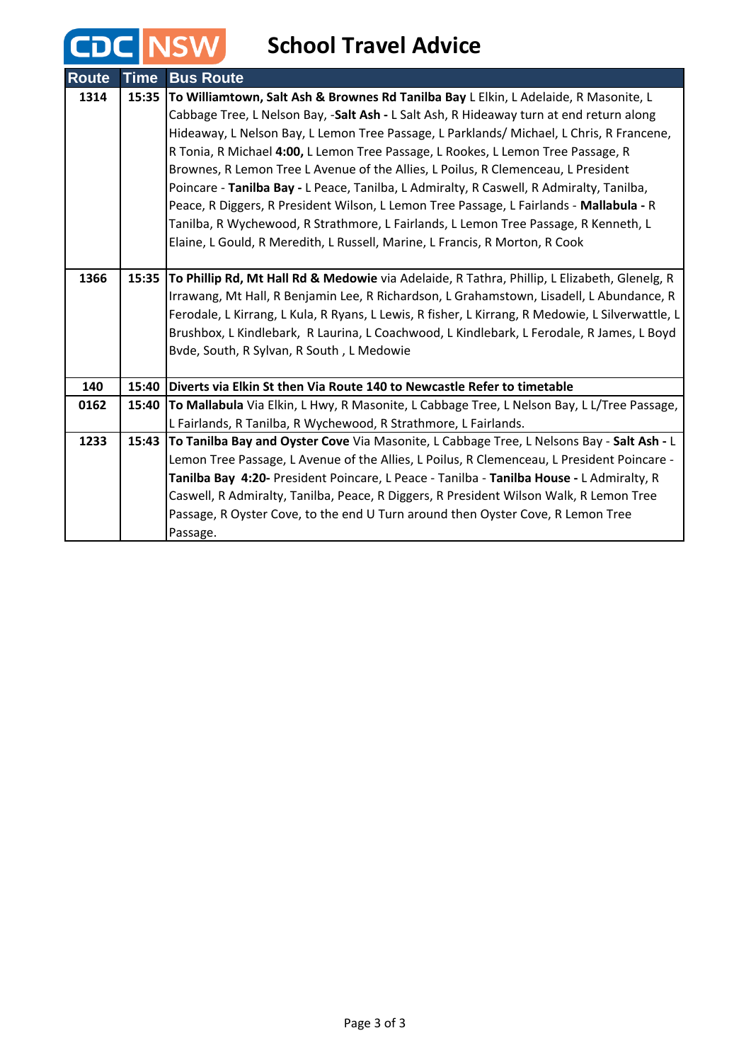# CDC NSW School Travel Advice

| Route | Time | Bus Route |
|---|---|---|
| 1314 | 15:35 | **To Williamtown, Salt Ash & Brownes Rd Tanilba Bay** L Elkin, L Adelaide, R Masonite, L Cabbage Tree, L Nelson Bay, -**Salt Ash -** L Salt Ash, R Hideaway turn at end return along Hideaway, L Nelson Bay, L Lemon Tree Passage, L Parklands/ Michael, L Chris, R Francene, R Tonia, R Michael **4:00,** L Lemon Tree Passage, L Rookes, L Lemon Tree Passage, R Brownes, R Lemon Tree L Avenue of the Allies, L Poilus, R Clemenceau, L President Poincare - **Tanilba Bay -** L Peace, Tanilba, L Admiralty, R Caswell, R Admiralty, Tanilba, Peace, R Diggers, R President Wilson, L Lemon Tree Passage, L Fairlands - **Mallabula -** R Tanilba, R Wychewood, R Strathmore, L Fairlands, L Lemon Tree Passage, R Kenneth, L Elaine, L Gould, R Meredith, L Russell, Marine, L Francis, R Morton, R Cook |
| 1366 | 15:35 | **To Phillip Rd, Mt Hall Rd & Medowie** via Adelaide, R Tathra, Phillip, L Elizabeth, Glenelg, R Irrawang, Mt Hall, R Benjamin Lee, R Richardson, L Grahamstown, Lisadell, L Abundance, R Ferodale, L Kirrang, L Kula, R Ryans, L Lewis, R fisher, L Kirrang, R Medowie, L Silverwattle, L Brushbox, L Kindlebark, R Laurina, L Coachwood, L Kindlebark, L Ferodale, R James, L Boyd Bvde, South, R Sylvan, R South , L Medowie |
| 140 | 15:40 | **Diverts via Elkin St then Via Route 140 to Newcastle Refer to timetable** |
| 0162 | 15:40 | **To Mallabula** Via Elkin, L Hwy, R Masonite, L Cabbage Tree, L Nelson Bay, L L/Tree Passage, L Fairlands, R Tanilba, R Wychewood, R Strathmore, L Fairlands. |
| 1233 | 15:43 | **To Tanilba Bay and Oyster Cove** Via Masonite, L Cabbage Tree, L Nelsons Bay - **Salt Ash -** L Lemon Tree Passage, L Avenue of the Allies, L Poilus, R Clemenceau, L President Poincare - **Tanilba Bay 4:20-** President Poincare, L Peace - Tanilba - **Tanilba House -** L Admiralty, R Caswell, R Admiralty, Tanilba, Peace, R Diggers, R President Wilson Walk, R Lemon Tree Passage, R Oyster Cove, to the end U Turn around then Oyster Cove, R Lemon Tree Passage. |